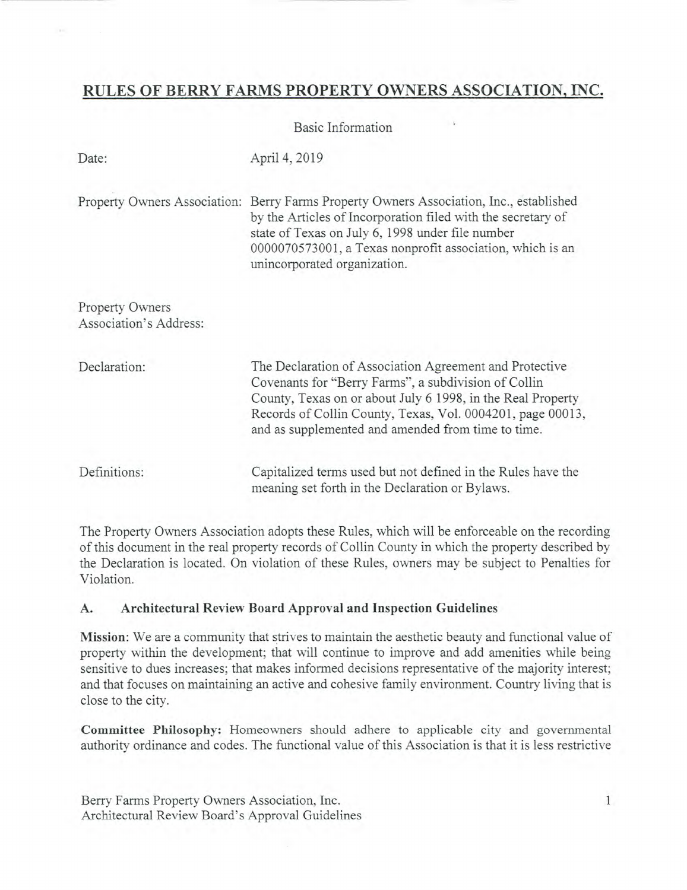# RULES OF BERRY FARMS PROPERTY OWNERS ASSOCIATION, INC.

Basic Information

| | |
|---|---|
| Date: | April 4, 2019 |
| Property Owners Association: | Berry Farms Property Owners Association, Inc., established by the Articles of Incorporation filed with the secretary of state of Texas on July 6, 1998 under file number 0000070573001, a Texas nonprofit association, which is an unincorporated organization. |
| Property Owners Association's Address: | |
| Declaration: | The Declaration of Association Agreement and Protective Covenants for "Berry Farms", a subdivision of Collin County, Texas on or about July 6 1998, in the Real Property Records of Collin County, Texas, Vol. 0004201, page 00013, and as supplemented and amended from time to time. |
| Definitions: | Capitalized terms used but not defined in the Rules have the meaning set forth in the Declaration or Bylaws. |

The Property Owners Association adopts these Rules, which will be enforceable on the recording of this document in the real property records of Collin County in which the property described by the Declaration is located. On violation of these Rules, owners may be subject to Penalties for Violation.

## A. Architectural Review Board Approval and Inspection Guidelines

**Mission**: We are a community that strives to maintain the aesthetic beauty and functional value of property within the development; that will continue to improve and add amenities while being sensitive to dues increases; that makes informed decisions representative of the majority interest; and that focuses on maintaining an active and cohesive family environment. Country living that is close to the city.

**Committee Philosophy:** Homeowners should adhere to applicable city and governmental authority ordinance and codes. The functional value of this Association is that it is less restrictive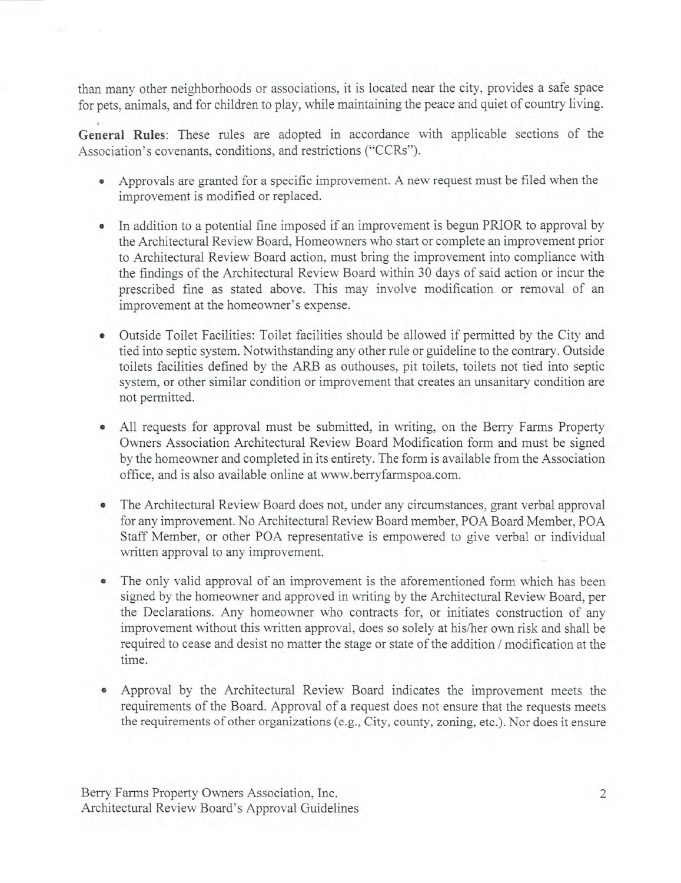than many other neighborhoods or associations, it is located near the city, provides a safe space for pets, animals, and for children to play, while maintaining the peace and quiet of country living.

**General Rules**: These rules are adopted in accordance with applicable sections of the Association's covenants, conditions, and restrictions ("CCRs").

- Approvals are granted for a specific improvement. A new request must be filed when the improvement is modified or replaced.

- In addition to a potential fine imposed if an improvement is begun PRIOR to approval by the Architectural Review Board, Homeowners who start or complete an improvement prior to Architectural Review Board action, must bring the improvement into compliance with the findings of the Architectural Review Board within 30 days of said action or incur the prescribed fine as stated above. This may involve modification or removal of an improvement at the homeowner's expense.

- Outside Toilet Facilities: Toilet facilities should be allowed if permitted by the City and tied into septic system. Notwithstanding any other rule or guideline to the contrary. Outside toilets facilities defined by the ARB as outhouses, pit toilets, toilets not tied into septic system, or other similar condition or improvement that creates an unsanitary condition are not permitted.

- All requests for approval must be submitted, in writing, on the Berry Farms Property Owners Association Architectural Review Board Modification form and must be signed by the homeowner and completed in its entirety. The form is available from the Association office, and is also available online at www.berryfarmspoa.com.

- The Architectural Review Board does not, under any circumstances, grant verbal approval for any improvement. No Architectural Review Board member, POA Board Member, POA Staff Member, or other POA representative is empowered to give verbal or individual written approval to any improvement.

- The only valid approval of an improvement is the aforementioned form which has been signed by the homeowner and approved in writing by the Architectural Review Board, per the Declarations. Any homeowner who contracts for, or initiates construction of any improvement without this written approval, does so solely at his/her own risk and shall be required to cease and desist no matter the stage or state of the addition / modification at the time.

- Approval by the Architectural Review Board indicates the improvement meets the requirements of the Board. Approval of a request does not ensure that the requests meets the requirements of other organizations (e.g., City, county, zoning, etc.). Nor does it ensure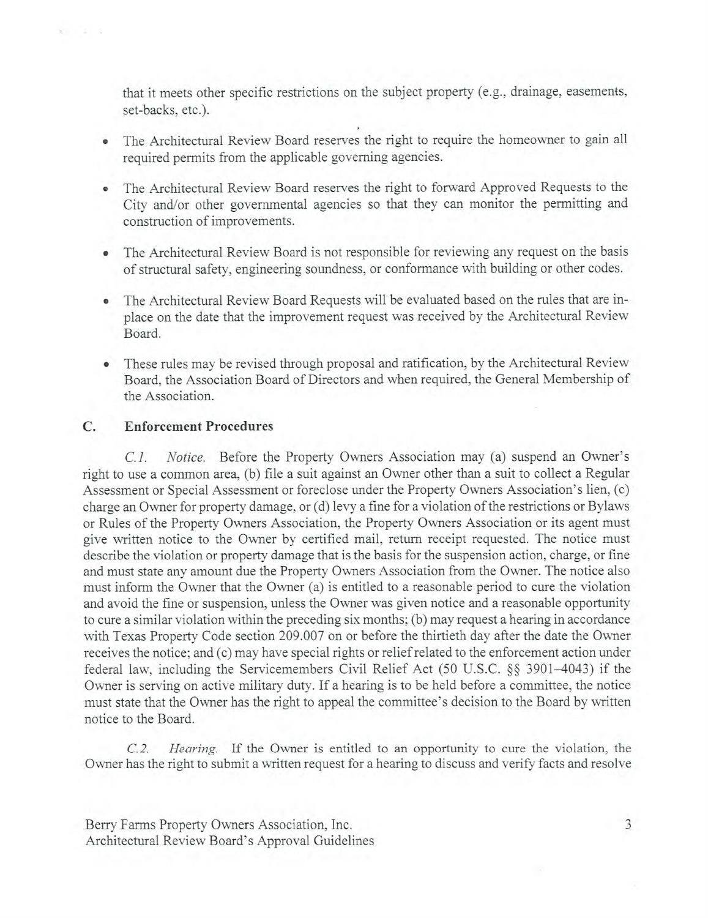that it meets other specific restrictions on the subject property (e.g., drainage, easements, set-backs, etc.).

- The Architectural Review Board reserves the right to require the homeowner to gain all required permits from the applicable governing agencies.
- The Architectural Review Board reserves the right to forward Approved Requests to the City and/or other governmental agencies so that they can monitor the permitting and construction of improvements.
- The Architectural Review Board is not responsible for reviewing any request on the basis of structural safety, engineering soundness, or conformance with building or other codes.
- The Architectural Review Board Requests will be evaluated based on the rules that are in-place on the date that the improvement request was received by the Architectural Review Board.
- These rules may be revised through proposal and ratification, by the Architectural Review Board, the Association Board of Directors and when required, the General Membership of the Association.

## C. Enforcement Procedures

*C.1. Notice.* Before the Property Owners Association may (a) suspend an Owner's right to use a common area, (b) file a suit against an Owner other than a suit to collect a Regular Assessment or Special Assessment or foreclose under the Property Owners Association's lien, (c) charge an Owner for property damage, or (d) levy a fine for a violation of the restrictions or Bylaws or Rules of the Property Owners Association, the Property Owners Association or its agent must give written notice to the Owner by certified mail, return receipt requested. The notice must describe the violation or property damage that is the basis for the suspension action, charge, or fine and must state any amount due the Property Owners Association from the Owner. The notice also must inform the Owner that the Owner (a) is entitled to a reasonable period to cure the violation and avoid the fine or suspension, unless the Owner was given notice and a reasonable opportunity to cure a similar violation within the preceding six months; (b) may request a hearing in accordance with Texas Property Code section 209.007 on or before the thirtieth day after the date the Owner receives the notice; and (c) may have special rights or relief related to the enforcement action under federal law, including the Servicemembers Civil Relief Act (50 U.S.C. §§ 3901–4043) if the Owner is serving on active military duty. If a hearing is to be held before a committee, the notice must state that the Owner has the right to appeal the committee's decision to the Board by written notice to the Board.

*C.2. Hearing.* If the Owner is entitled to an opportunity to cure the violation, the Owner has the right to submit a written request for a hearing to discuss and verify facts and resolve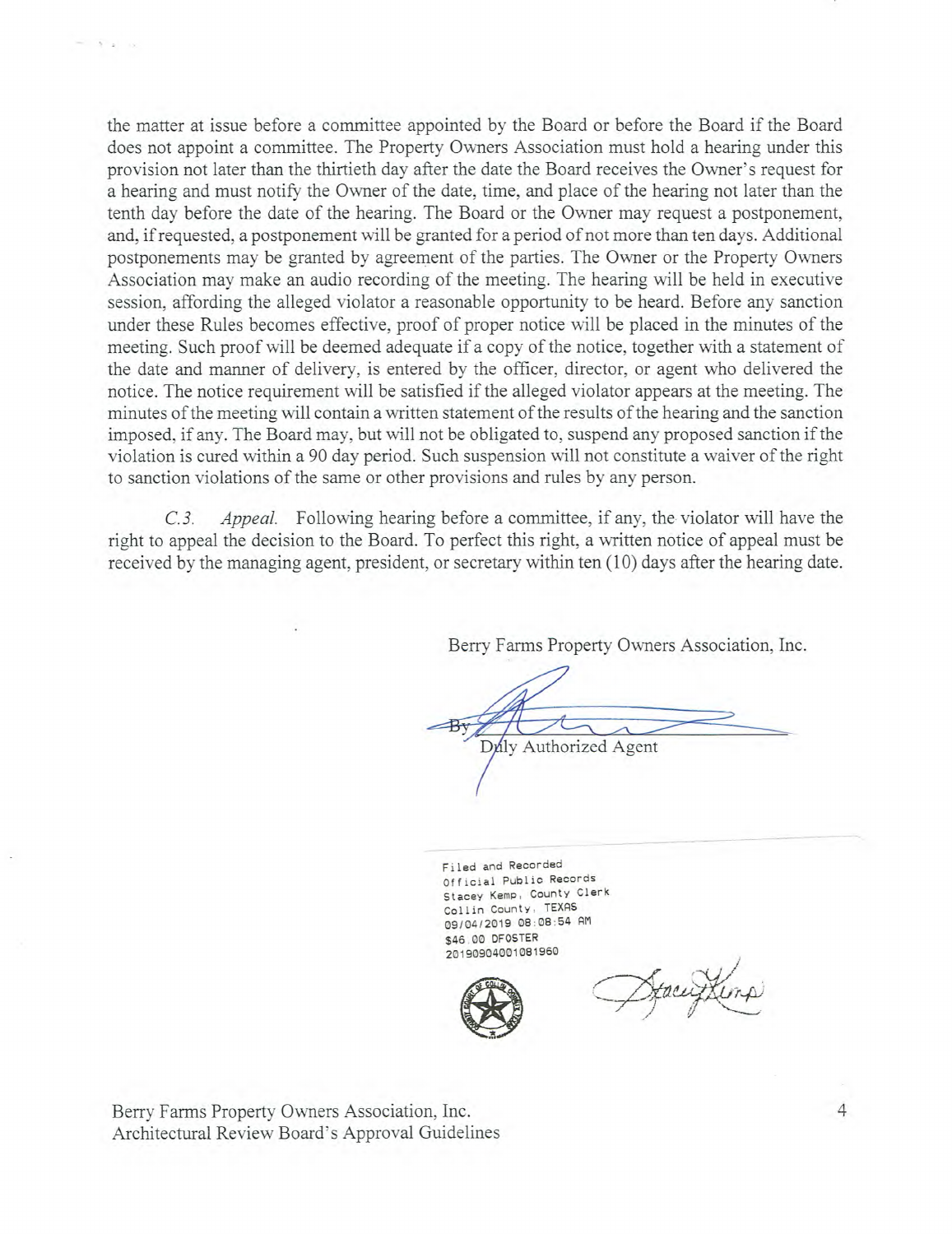the matter at issue before a committee appointed by the Board or before the Board if the Board does not appoint a committee. The Property Owners Association must hold a hearing under this provision not later than the thirtieth day after the date the Board receives the Owner's request for a hearing and must notify the Owner of the date, time, and place of the hearing not later than the tenth day before the date of the hearing. The Board or the Owner may request a postponement, and, if requested, a postponement will be granted for a period of not more than ten days. Additional postponements may be granted by agreement of the parties. The Owner or the Property Owners Association may make an audio recording of the meeting. The hearing will be held in executive session, affording the alleged violator a reasonable opportunity to be heard. Before any sanction under these Rules becomes effective, proof of proper notice will be placed in the minutes of the meeting. Such proof will be deemed adequate if a copy of the notice, together with a statement of the date and manner of delivery, is entered by the officer, director, or agent who delivered the notice. The notice requirement will be satisfied if the alleged violator appears at the meeting. The minutes of the meeting will contain a written statement of the results of the hearing and the sanction imposed, if any. The Board may, but will not be obligated to, suspend any proposed sanction if the violation is cured within a 90 day period. Such suspension will not constitute a waiver of the right to sanction violations of the same or other provisions and rules by any person.

*C.3. Appeal.* Following hearing before a committee, if any, the violator will have the right to appeal the decision to the Board. To perfect this right, a written notice of appeal must be received by the managing agent, president, or secretary within ten (10) days after the hearing date.

Berry Farms Property Owners Association, Inc.

By: ______________________
Duly Authorized Agent

Filed and Recorded
Official Public Records
Stacey Kemp, County Clerk
Collin County, TEXAS
09/04/2019 08:08:54 AM
$46.00 DFOSTER
20190904001081960

Berry Farms Property Owners Association, Inc.
Architectural Review Board's Approval Guidelines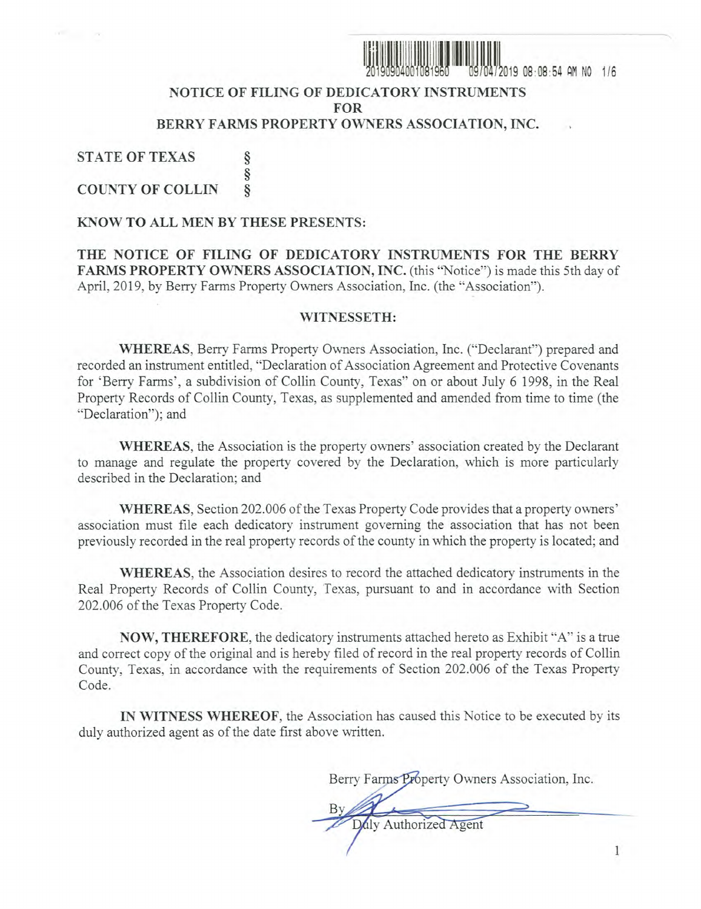# NOTICE OF FILING OF DEDICATORY INSTRUMENTS FOR BERRY FARMS PROPERTY OWNERS ASSOCIATION, INC.

**STATE OF TEXAS** §
§
**COUNTY OF COLLIN** §

**KNOW TO ALL MEN BY THESE PRESENTS:**

**THE NOTICE OF FILING OF DEDICATORY INSTRUMENTS FOR THE BERRY FARMS PROPERTY OWNERS ASSOCIATION, INC.** (this "Notice") is made this 5th day of April, 2019, by Berry Farms Property Owners Association, Inc. (the "Association").

**WITNESSETH:**

**WHEREAS**, Berry Farms Property Owners Association, Inc. ("Declarant") prepared and recorded an instrument entitled, "Declaration of Association Agreement and Protective Covenants for 'Berry Farms', a subdivision of Collin County, Texas" on or about July 6 1998, in the Real Property Records of Collin County, Texas, as supplemented and amended from time to time (the "Declaration"); and

**WHEREAS**, the Association is the property owners' association created by the Declarant to manage and regulate the property covered by the Declaration, which is more particularly described in the Declaration; and

**WHEREAS**, Section 202.006 of the Texas Property Code provides that a property owners' association must file each dedicatory instrument governing the association that has not been previously recorded in the real property records of the county in which the property is located; and

**WHEREAS**, the Association desires to record the attached dedicatory instruments in the Real Property Records of Collin County, Texas, pursuant to and in accordance with Section 202.006 of the Texas Property Code.

**NOW, THEREFORE**, the dedicatory instruments attached hereto as Exhibit "A" is a true and correct copy of the original and is hereby filed of record in the real property records of Collin County, Texas, in accordance with the requirements of Section 202.006 of the Texas Property Code.

**IN WITNESS WHEREOF**, the Association has caused this Notice to be executed by its duly authorized agent as of the date first above written.

Berry Farms Property Owners Association, Inc.

By ____________________
Duly Authorized Agent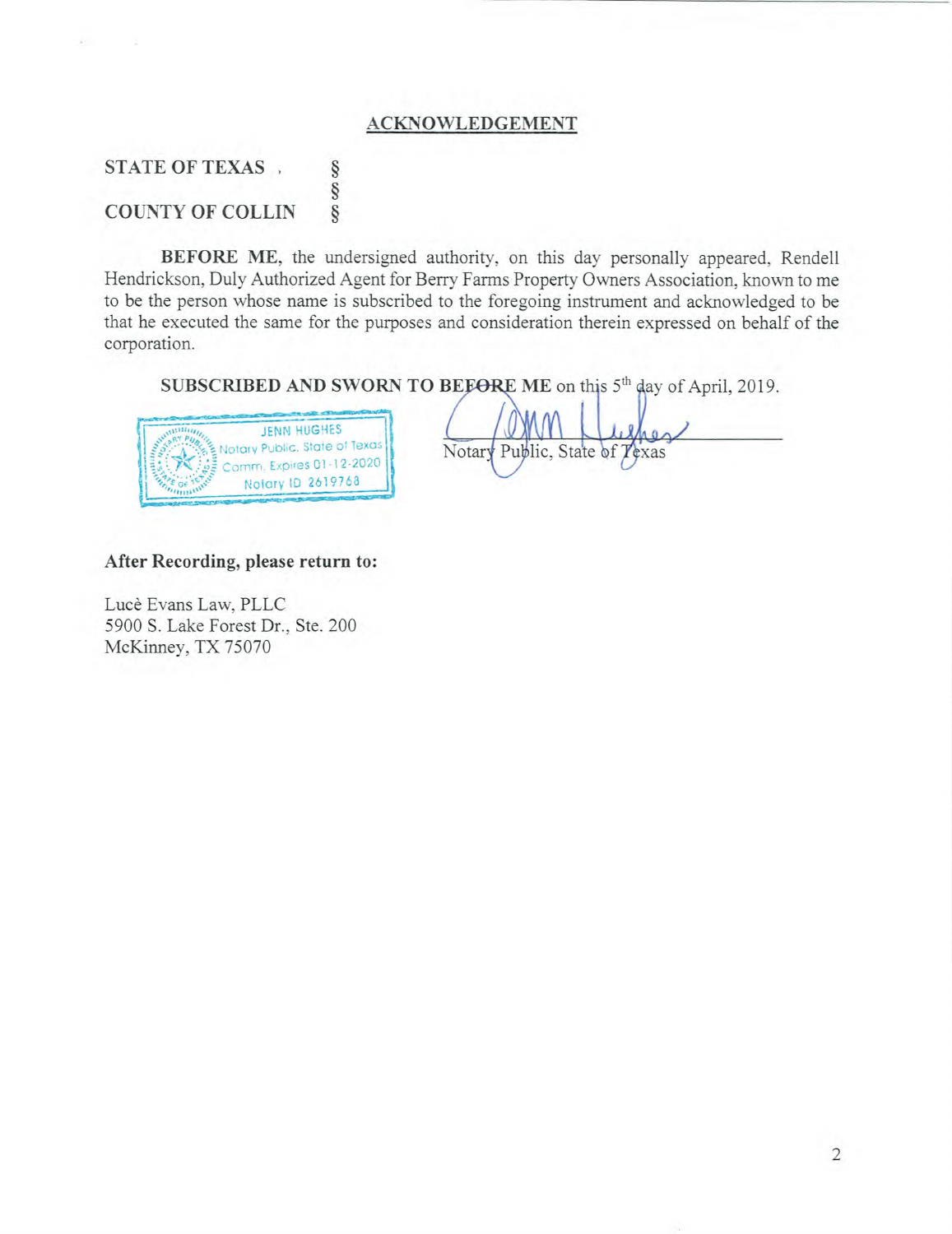## ACKNOWLEDGEMENT

**STATE OF TEXAS** §
§
**COUNTY OF COLLIN** §

**BEFORE ME**, the undersigned authority, on this day personally appeared, Rendell Hendrickson, Duly Authorized Agent for Berry Farms Property Owners Association, known to me to be the person whose name is subscribed to the foregoing instrument and acknowledged to be that he executed the same for the purposes and consideration therein expressed on behalf of the corporation.

**SUBSCRIBED AND SWORN TO BEFORE ME** on this 5th day of April, 2019.

JENN HUGHES
Notary Public, State of Texas
Comm. Expires 01-12-2020
Notary ID 2619768

Jenn Hughes
Notary Public, State of Texas

**After Recording, please return to:**

Lucè Evans Law, PLLC
5900 S. Lake Forest Dr., Ste. 200
McKinney, TX 75070